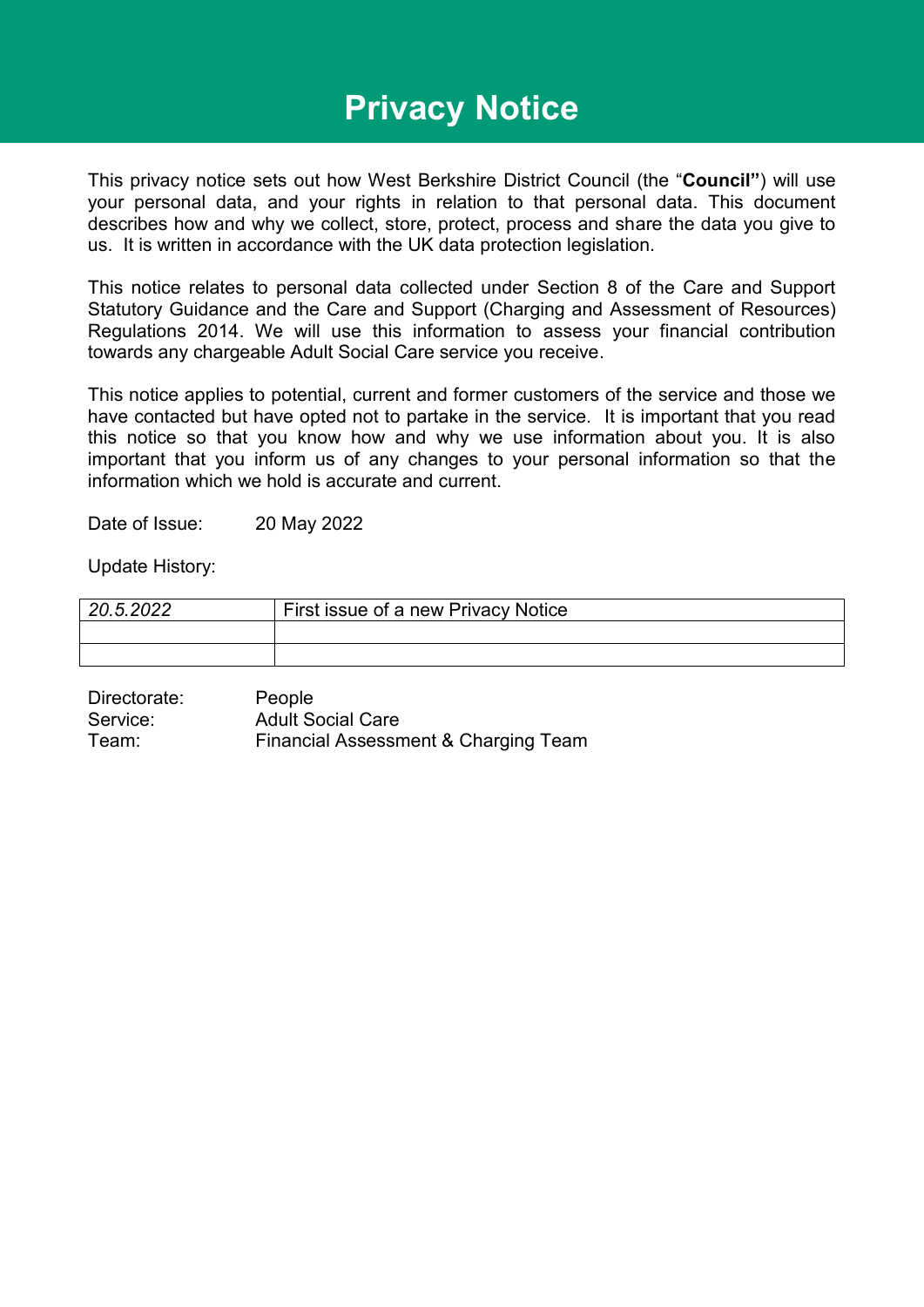# Privacy Notice

This privacy notice sets out how West Berkshire District Council (the "**Council"**) will use your personal data, and your rights in relation to that personal data. This document describes how and why we collect, store, protect, process and share the data you give to us. It is written in accordance with the UK data protection legislation.

This notice relates to personal data collected under Section 8 of the Care and Support Statutory Guidance and the Care and Support (Charging and Assessment of Resources) Regulations 2014. We will use this information to assess your financial contribution towards any chargeable Adult Social Care service you receive.

This notice applies to potential, current and former customers of the service and those we have contacted but have opted not to partake in the service. It is important that you read this notice so that you know how and why we use information about you. It is also important that you inform us of any changes to your personal information so that the information which we hold is accurate and current.

Date of Issue: 20 May 2022

Update History:

| | |
|---|---|
| *20.5.2022* | First issue of a new Privacy Notice |
| | |
| | |

Directorate: People
Service: Adult Social Care
Team: Financial Assessment & Charging Team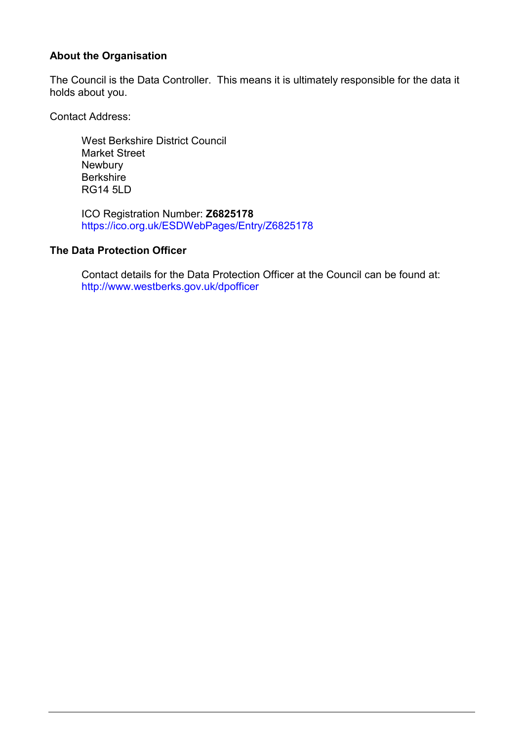## About the Organisation

The Council is the Data Controller. This means it is ultimately responsible for the data it holds about you.

Contact Address:

West Berkshire District Council
Market Street
Newbury
Berkshire
RG14 5LD

ICO Registration Number: **Z6825178**
https://ico.org.uk/ESDWebPages/Entry/Z6825178

## The Data Protection Officer

Contact details for the Data Protection Officer at the Council can be found at:
http://www.westberks.gov.uk/dpofficer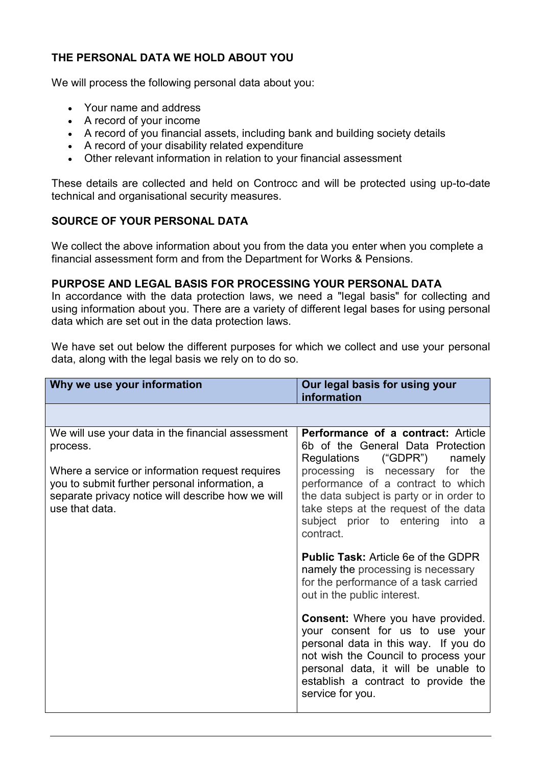## THE PERSONAL DATA WE HOLD ABOUT YOU

We will process the following personal data about you:

- Your name and address
- A record of your income
- A record of you financial assets, including bank and building society details
- A record of your disability related expenditure
- Other relevant information in relation to your financial assessment

These details are collected and held on Controcc and will be protected using up-to-date technical and organisational security measures.

## SOURCE OF YOUR PERSONAL DATA

We collect the above information about you from the data you enter when you complete a financial assessment form and from the Department for Works & Pensions.

## PURPOSE AND LEGAL BASIS FOR PROCESSING YOUR PERSONAL DATA

In accordance with the data protection laws, we need a "legal basis" for collecting and using information about you. There are a variety of different legal bases for using personal data which are set out in the data protection laws.

We have set out below the different purposes for which we collect and use your personal data, along with the legal basis we rely on to do so.

| Why we use your information | Our legal basis for using your information |
|---|---|
| | |
| We will use your data in the financial assessment process.<br><br>Where a service or information request requires you to submit further personal information, a separate privacy notice will describe how we will use that data. | **Performance of a contract:** Article 6b of the General Data Protection Regulations ("GDPR") namely processing is necessary for the performance of a contract to which the data subject is party or in order to take steps at the request of the data subject prior to entering into a contract.<br><br>**Public Task:** Article 6e of the GDPR namely the processing is necessary for the performance of a task carried out in the public interest.<br><br>**Consent:** Where you have provided. your consent for us to use your personal data in this way. If you do not wish the Council to process your personal data, it will be unable to establish a contract to provide the service for you. |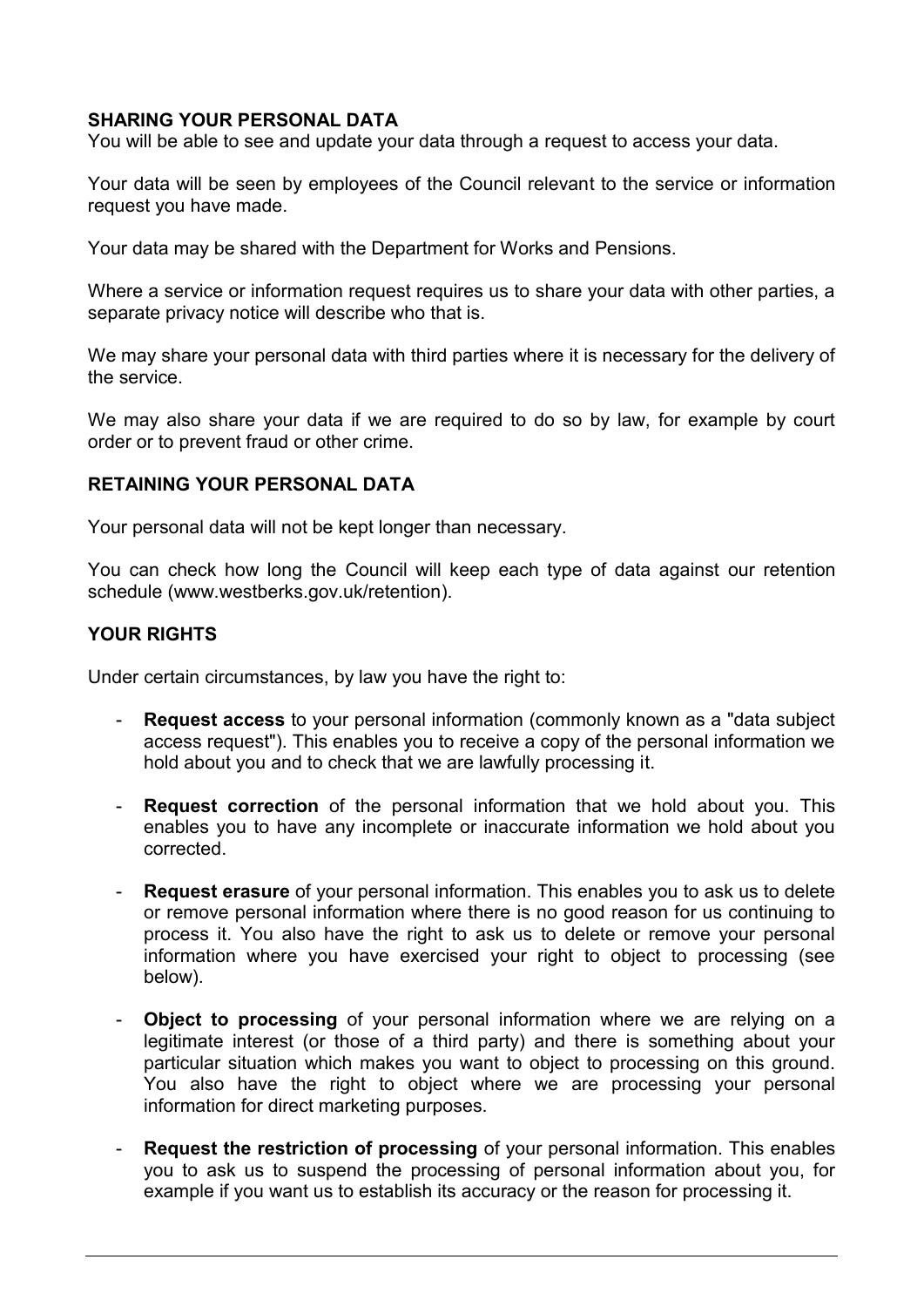## SHARING YOUR PERSONAL DATA

You will be able to see and update your data through a request to access your data.

Your data will be seen by employees of the Council relevant to the service or information request you have made.

Your data may be shared with the Department for Works and Pensions.

Where a service or information request requires us to share your data with other parties, a separate privacy notice will describe who that is.

We may share your personal data with third parties where it is necessary for the delivery of the service.

We may also share your data if we are required to do so by law, for example by court order or to prevent fraud or other crime.

## RETAINING YOUR PERSONAL DATA

Your personal data will not be kept longer than necessary.

You can check how long the Council will keep each type of data against our retention schedule (www.westberks.gov.uk/retention).

## YOUR RIGHTS

Under certain circumstances, by law you have the right to:

- **Request access** to your personal information (commonly known as a "data subject access request"). This enables you to receive a copy of the personal information we hold about you and to check that we are lawfully processing it.

- **Request correction** of the personal information that we hold about you. This enables you to have any incomplete or inaccurate information we hold about you corrected.

- **Request erasure** of your personal information. This enables you to ask us to delete or remove personal information where there is no good reason for us continuing to process it. You also have the right to ask us to delete or remove your personal information where you have exercised your right to object to processing (see below).

- **Object to processing** of your personal information where we are relying on a legitimate interest (or those of a third party) and there is something about your particular situation which makes you want to object to processing on this ground. You also have the right to object where we are processing your personal information for direct marketing purposes.

- **Request the restriction of processing** of your personal information. This enables you to ask us to suspend the processing of personal information about you, for example if you want us to establish its accuracy or the reason for processing it.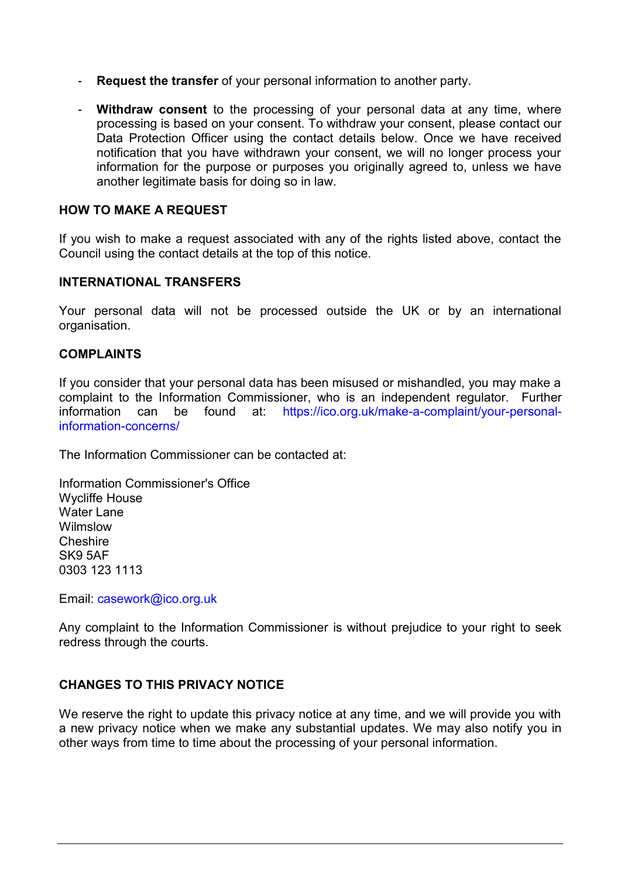- **Request the transfer** of your personal information to another party.

- **Withdraw consent** to the processing of your personal data at any time, where processing is based on your consent. To withdraw your consent, please contact our Data Protection Officer using the contact details below. Once we have received notification that you have withdrawn your consent, we will no longer process your information for the purpose or purposes you originally agreed to, unless we have another legitimate basis for doing so in law.

## HOW TO MAKE A REQUEST

If you wish to make a request associated with any of the rights listed above, contact the Council using the contact details at the top of this notice.

## INTERNATIONAL TRANSFERS

Your personal data will not be processed outside the UK or by an international organisation.

## COMPLAINTS

If you consider that your personal data has been misused or mishandled, you may make a complaint to the Information Commissioner, who is an independent regulator. Further information can be found at: https://ico.org.uk/make-a-complaint/your-personal-information-concerns/

The Information Commissioner can be contacted at:

Information Commissioner's Office
Wycliffe House
Water Lane
Wilmslow
Cheshire
SK9 5AF
0303 123 1113

Email: casework@ico.org.uk

Any complaint to the Information Commissioner is without prejudice to your right to seek redress through the courts.

## CHANGES TO THIS PRIVACY NOTICE

We reserve the right to update this privacy notice at any time, and we will provide you with a new privacy notice when we make any substantial updates. We may also notify you in other ways from time to time about the processing of your personal information.